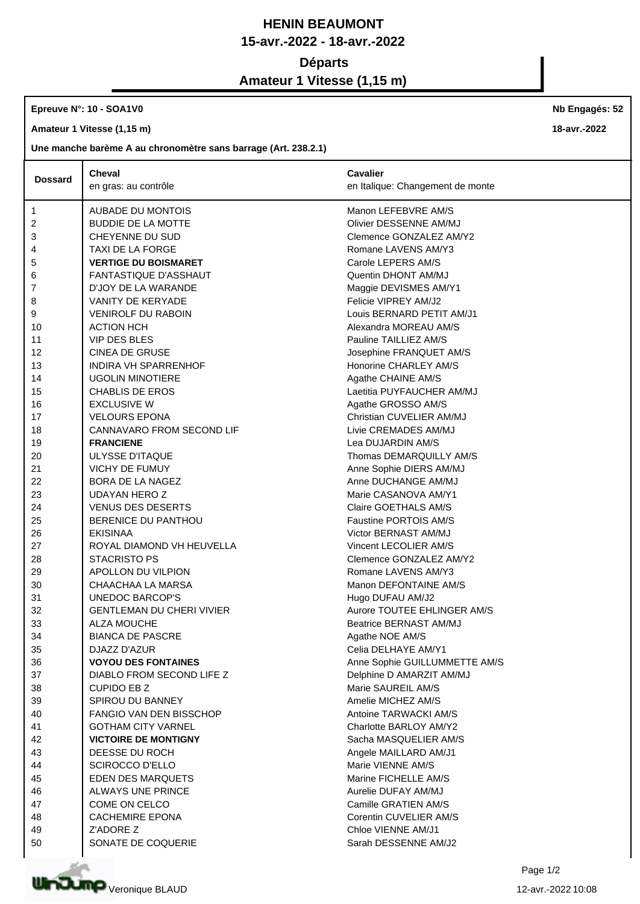# HENIN BEAUMONT

## 15-avr.-2022 - 18-avr.-2022

## Départs

## Amateur 1 Vitesse (1,15 m)

**Epreuve N°: 10 - SOA1V0** — **Nb Engagés: 52**

**Amateur 1 Vitesse (1,15 m)** — **18-avr.-2022**

**Une manche barème A au chronomètre sans barrage (Art. 238.2.1)**

| Dossard | Cheval<br>en gras: au contrôle | Cavalier<br>en Italique: Changement de monte |
|---|---|---|
| 1 | AUBADE DU MONTOIS | Manon LEFEBVRE AM/S |
| 2 | BUDDIE DE LA MOTTE | Olivier DESSENNE AM/MJ |
| 3 | CHEYENNE DU SUD | Clemence GONZALEZ AM/Y2 |
| 4 | TAXI DE LA FORGE | Romane LAVENS AM/Y3 |
| 5 | **VERTIGE DU BOISMARET** | Carole LEPERS AM/S |
| 6 | FANTASTIQUE D'ASSHAUT | Quentin DHONT AM/MJ |
| 7 | D'JOY DE LA WARANDE | Maggie DEVISMES AM/Y1 |
| 8 | VANITY DE KERYADE | Felicie VIPREY AM/J2 |
| 9 | VENIROLF DU RABOIN | Louis BERNARD PETIT AM/J1 |
| 10 | ACTION HCH | Alexandra MOREAU AM/S |
| 11 | VIP DES BLES | Pauline TAILLIEZ AM/S |
| 12 | CINEA DE GRUSE | Josephine FRANQUET AM/S |
| 13 | INDIRA VH SPARRENHOF | Honorine CHARLEY AM/S |
| 14 | UGOLIN MINOTIERE | Agathe CHAINE AM/S |
| 15 | CHABLIS DE EROS | Laetitia PUYFAUCHER AM/MJ |
| 16 | EXCLUSIVE W | Agathe GROSSO AM/S |
| 17 | VELOURS EPONA | Christian CUVELIER AM/MJ |
| 18 | CANNAVARO FROM SECOND LIF | Livie CREMADES AM/MJ |
| 19 | **FRANCIENE** | Lea DUJARDIN AM/S |
| 20 | ULYSSE D'ITAQUE | Thomas DEMARQUILLY AM/S |
| 21 | VICHY DE FUMUY | Anne Sophie DIERS AM/MJ |
| 22 | BORA DE LA NAGEZ | Anne DUCHANGE AM/MJ |
| 23 | UDAYAN HERO Z | Marie CASANOVA AM/Y1 |
| 24 | VENUS DES DESERTS | Claire GOETHALS AM/S |
| 25 | BERENICE DU PANTHOU | Faustine PORTOIS AM/S |
| 26 | EKISINAA | Victor BERNAST AM/MJ |
| 27 | ROYAL DIAMOND VH HEUVELLA | Vincent LECOLIER AM/S |
| 28 | STACRISTO PS | Clemence GONZALEZ AM/Y2 |
| 29 | APOLLON DU VILPION | Romane LAVENS AM/Y3 |
| 30 | CHAACHAA LA MARSA | Manon DEFONTAINE AM/S |
| 31 | UNEDOC BARCOP'S | Hugo DUFAU AM/J2 |
| 32 | GENTLEMAN DU CHERI VIVIER | Aurore TOUTEE EHLINGER AM/S |
| 33 | ALZA MOUCHE | Beatrice BERNAST AM/MJ |
| 34 | BIANCA DE PASCRE | Agathe NOE AM/S |
| 35 | DJAZZ D'AZUR | Celia DELHAYE AM/Y1 |
| 36 | **VOYOU DES FONTAINES** | Anne Sophie GUILLUMMETTE AM/S |
| 37 | DIABLO FROM SECOND LIFE Z | Delphine D AMARZIT AM/MJ |
| 38 | CUPIDO EB Z | Marie SAUREIL AM/S |
| 39 | SPIROU DU BANNEY | Amelie MICHEZ AM/S |
| 40 | FANGIO VAN DEN BISSCHOP | Antoine TARWACKI AM/S |
| 41 | GOTHAM CITY VARNEL | Charlotte BARLOY AM/Y2 |
| 42 | **VICTOIRE DE MONTIGNY** | Sacha MASQUELIER AM/S |
| 43 | DEESSE DU ROCH | Angele MAILLARD AM/J1 |
| 44 | SCIROCCO D'ELLO | Marie VIENNE AM/S |
| 45 | EDEN DES MARQUETS | Marine FICHELLE AM/S |
| 46 | ALWAYS UNE PRINCE | Aurelie DUFAY AM/MJ |
| 47 | COME ON CELCO | Camille GRATIEN AM/S |
| 48 | CACHEMIRE EPONA | Corentin CUVELIER AM/S |
| 49 | Z'ADORE Z | Chloe VIENNE AM/J1 |
| 50 | SONATE DE COQUERIE | Sarah DESSENNE AM/J2 |

Veronique BLAUD — 12-avr.-2022 10:08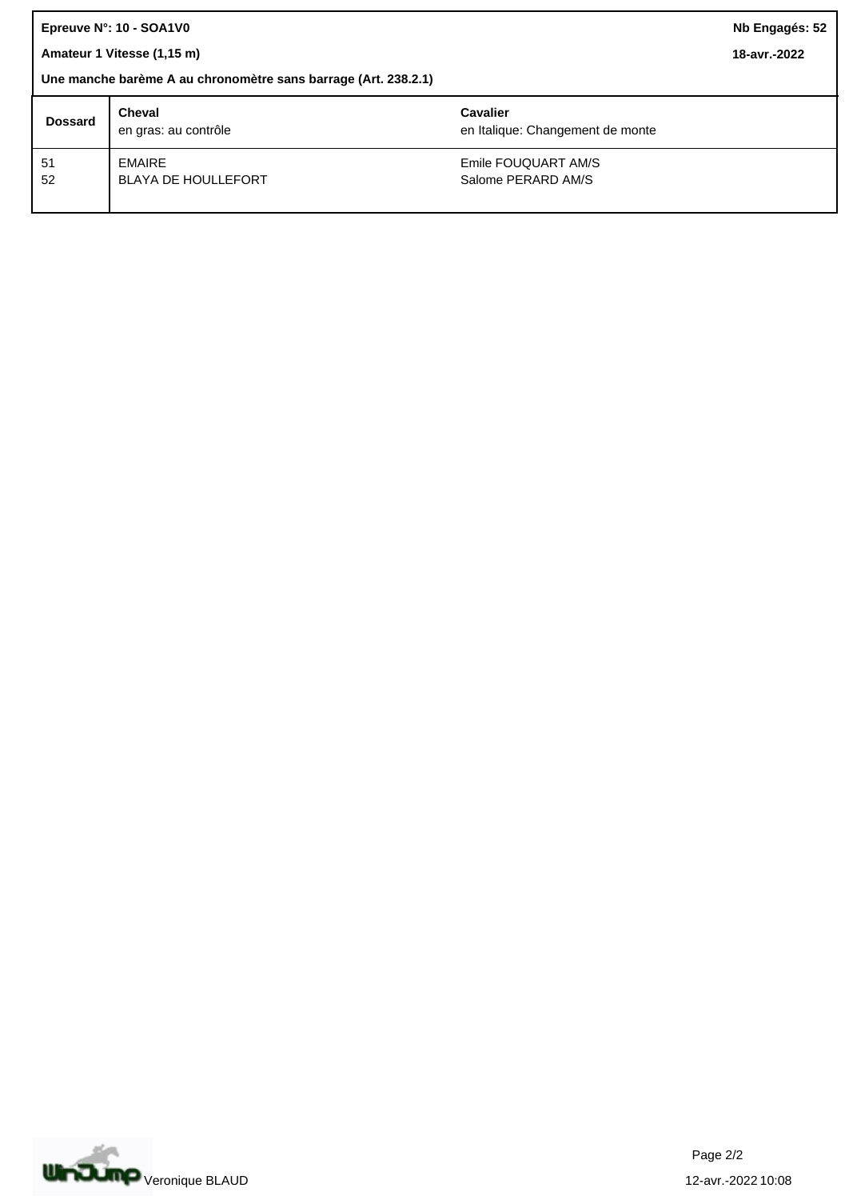**Epreuve N°: 10 - SOA1V0** | **Nb Engagés: 52**

**Amateur 1 Vitesse (1,15 m)** | **18-avr.-2022**

**Une manche barème A au chronomètre sans barrage (Art. 238.2.1)**

| Dossard | Cheval<br>en gras: au contrôle | Cavalier<br>en Italique: Changement de monte |
|---|---|---|
| 51 | EMAIRE | Emile FOUQUART AM/S |
| 52 | BLAYA DE HOULLEFORT | Salome PERARD AM/S |

Veronique BLAUD

12-avr.-2022 10:08